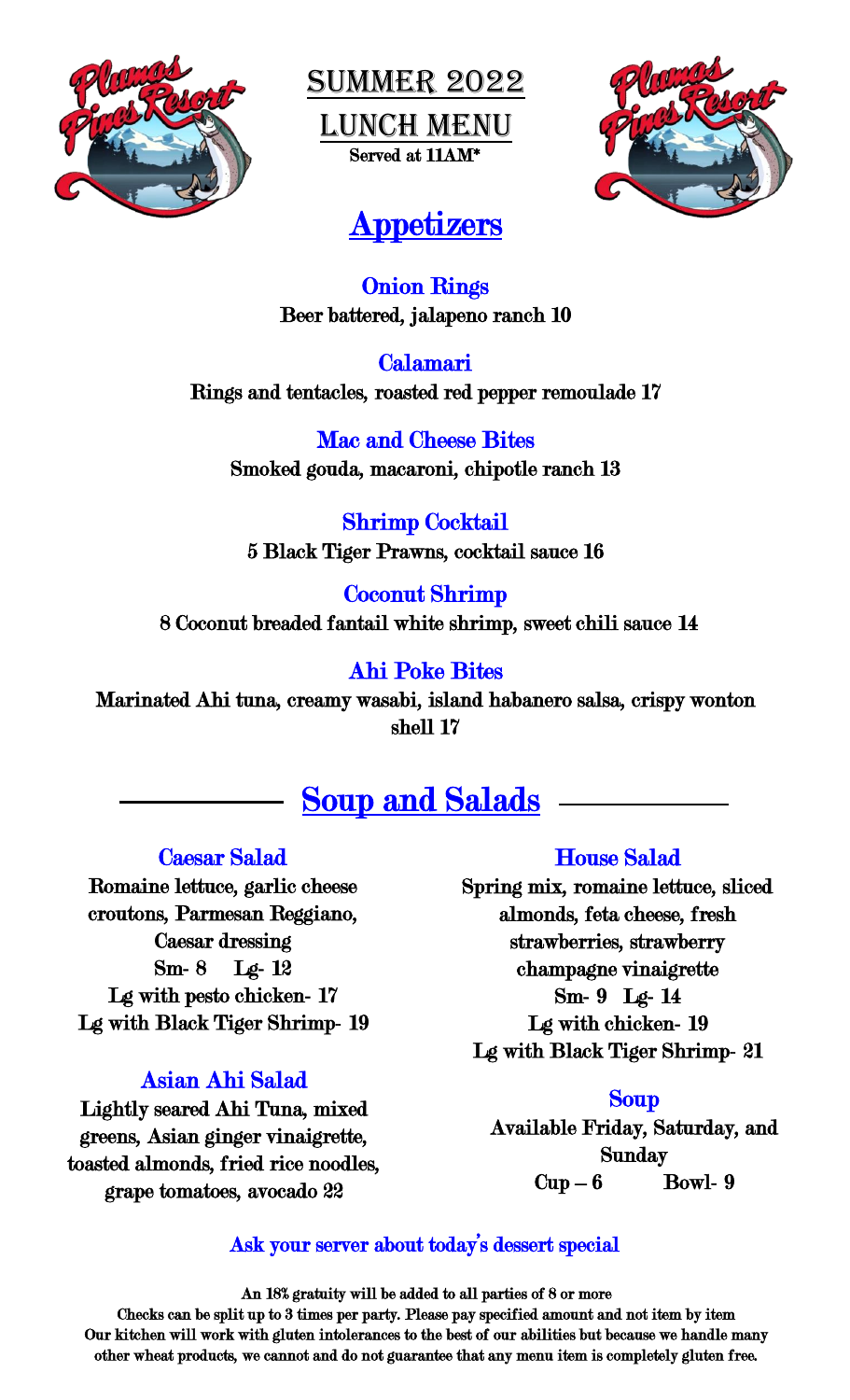# Summer 2022

# Lunch Menu

**Served at 11AM***

## Appetizers

### Onion Rings
**Beer battered, jalapeno ranch 10**

### Calamari
**Rings and tentacles, roasted red pepper remoulade 17**

### Mac and Cheese Bites
**Smoked gouda, macaroni, chipotle ranch 13**

### Shrimp Cocktail
**5 Black Tiger Prawns, cocktail sauce 16**

### Coconut Shrimp
**8 Coconut breaded fantail white shrimp, sweet chili sauce 14**

### Ahi Poke Bites
**Marinated Ahi tuna, creamy wasabi, island habanero salsa, crispy wonton shell 17**

## Soup and Salads

### Caesar Salad
**Romaine lettuce, garlic cheese croutons, Parmesan Reggiano, Caesar dressing**

**Sm- 8 Lg- 12**

**Lg with pesto chicken- 17**

**Lg with Black Tiger Shrimp- 19**

### Asian Ahi Salad
**Lightly seared Ahi Tuna, mixed greens, Asian ginger vinaigrette, toasted almonds, fried rice noodles, grape tomatoes, avocado 22**

### House Salad
**Spring mix, romaine lettuce, sliced almonds, feta cheese, fresh strawberries, strawberry champagne vinaigrette**

**Sm- 9 Lg- 14**

**Lg with chicken- 19**

**Lg with Black Tiger Shrimp- 21**

### Soup
**Available Friday, Saturday, and Sunday**

**Cup – 6 Bowl- 9**

Ask your server about today's dessert special

**An 18% gratuity will be added to all parties of 8 or more**

**Checks can be split up to 3 times per party. Please pay specified amount and not item by item**

**Our kitchen will work with gluten intolerances to the best of our abilities but because we handle many other wheat products, we cannot and do not guarantee that any menu item is completely gluten free.**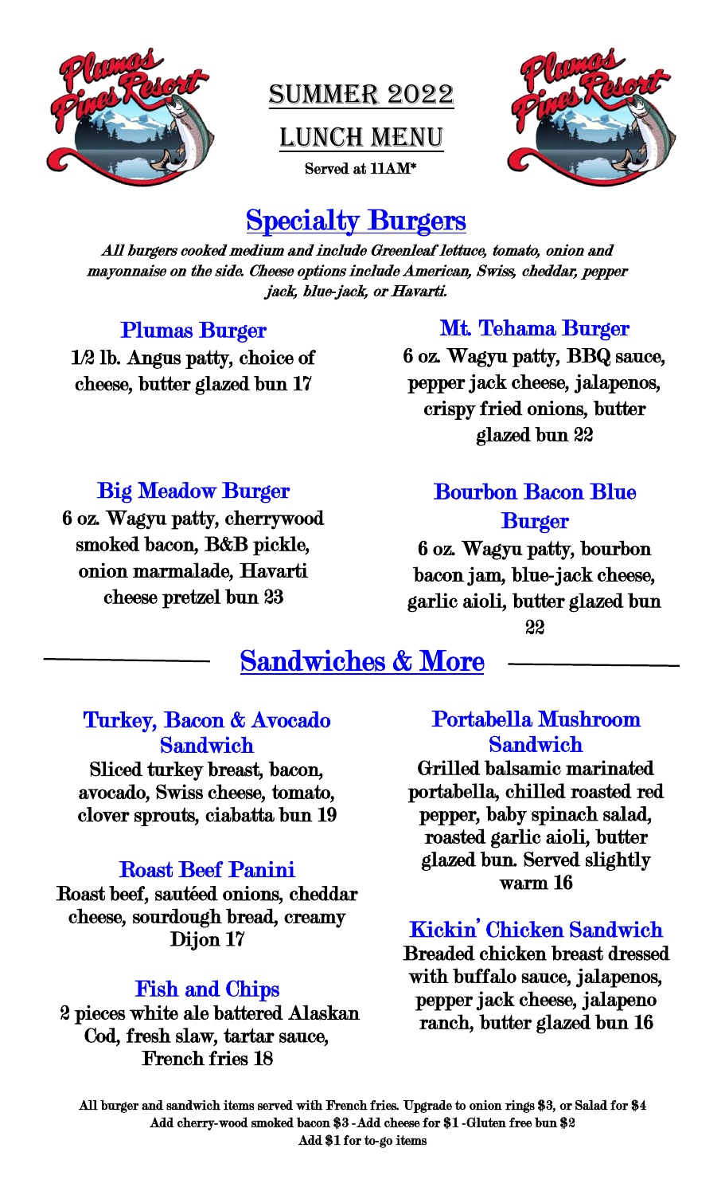# SUMMER 2022

# LUNCH MENU

**Served at 11AM***

## Specialty Burgers

***All burgers cooked medium and include Greenleaf lettuce, tomato, onion and mayonnaise on the side. Cheese options include American, Swiss, cheddar, pepper jack, blue-jack, or Havarti.***

### Plumas Burger

**1/2 lb. Angus patty, choice of cheese, butter glazed bun 17**

### Mt. Tehama Burger

**6 oz. Wagyu patty, BBQ sauce, pepper jack cheese, jalapenos, crispy fried onions, butter glazed bun 22**

### Big Meadow Burger

**6 oz. Wagyu patty, cherrywood smoked bacon, B&B pickle, onion marmalade, Havarti cheese pretzel bun 23**

### Bourbon Bacon Blue Burger

**6 oz. Wagyu patty, bourbon bacon jam, blue-jack cheese, garlic aioli, butter glazed bun 22**

## Sandwiches & More

### Turkey, Bacon & Avocado Sandwich

**Sliced turkey breast, bacon, avocado, Swiss cheese, tomato, clover sprouts, ciabatta bun 19**

### Roast Beef Panini

**Roast beef, sautéed onions, cheddar cheese, sourdough bread, creamy Dijon 17**

### Fish and Chips

**2 pieces white ale battered Alaskan Cod, fresh slaw, tartar sauce, French fries 18**

### Portabella Mushroom Sandwich

**Grilled balsamic marinated portabella, chilled roasted red pepper, baby spinach salad, roasted garlic aioli, butter glazed bun. Served slightly warm 16**

### Kickin' Chicken Sandwich

**Breaded chicken breast dressed with buffalo sauce, jalapenos, pepper jack cheese, jalapeno ranch, butter glazed bun 16**

**All burger and sandwich items served with French fries. Upgrade to onion rings $3, or Salad for $4**
**Add cherry-wood smoked bacon $3 -Add cheese for $1 -Gluten free bun $2**
**Add $1 for to-go items**